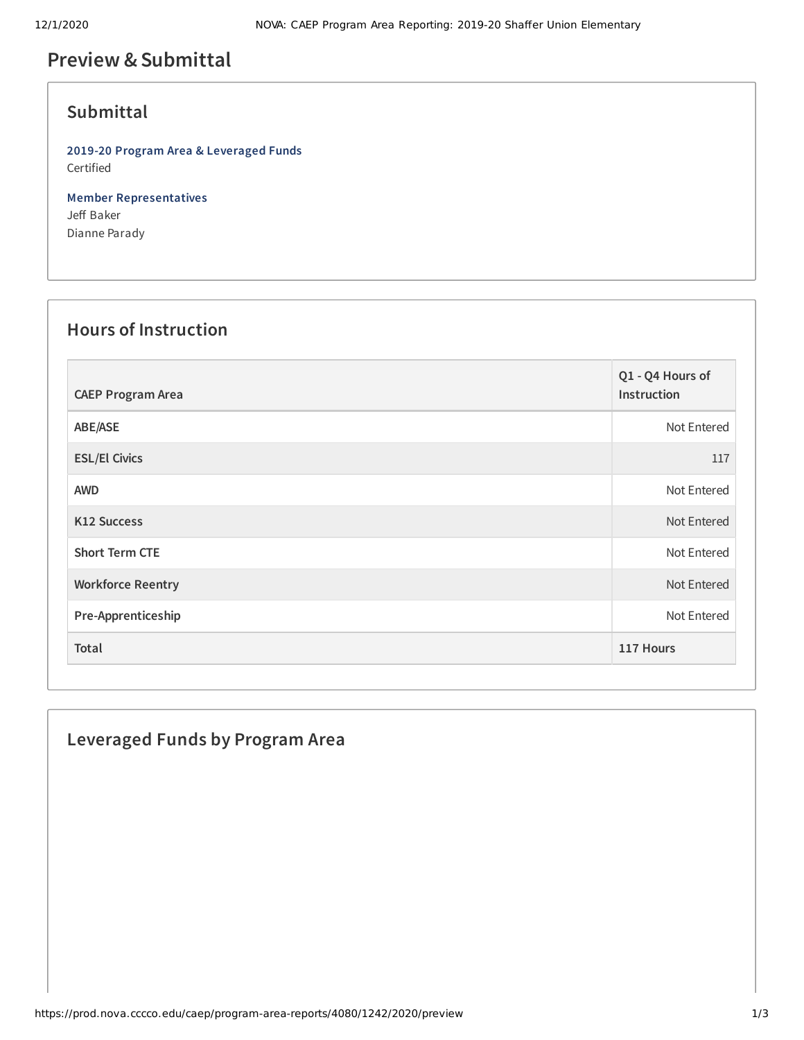# Preview & Submittal

## Submittal

**2019-20 Program Area & Leveraged Funds**
Certified

**Member Representatives**
Jeff Baker
Dianne Parady

## Hours of Instruction

| CAEP Program Area | Q1 - Q4 Hours of Instruction |
|---|---|
| ABE/ASE | Not Entered |
| ESL/El Civics | 117 |
| AWD | Not Entered |
| K12 Success | Not Entered |
| Short Term CTE | Not Entered |
| Workforce Reentry | Not Entered |
| Pre-Apprenticeship | Not Entered |
| **Total** | **117 Hours** |

## Leveraged Funds by Program Area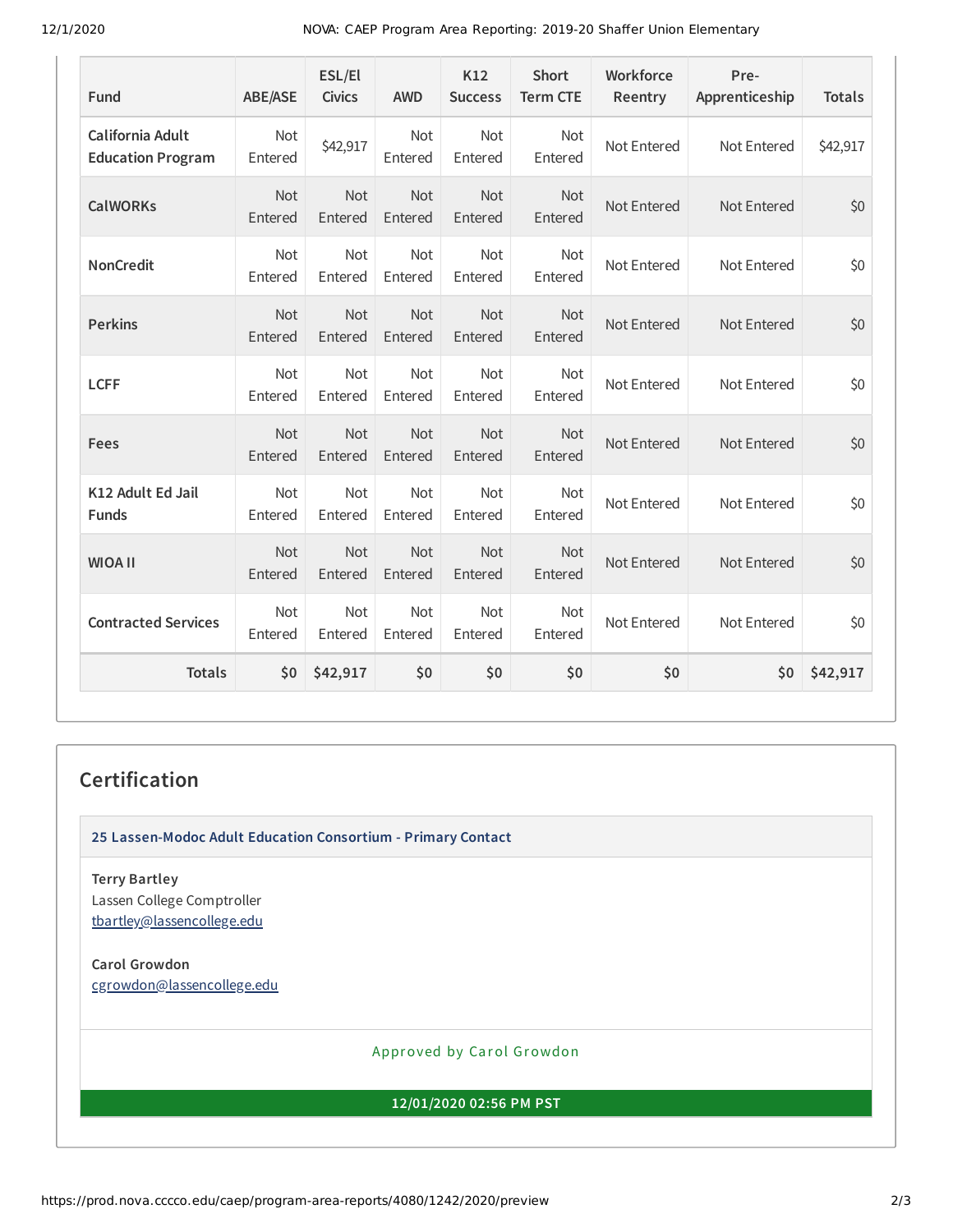| Fund | ABE/ASE | ESL/El Civics | AWD | K12 Success | Short Term CTE | Workforce Reentry | Pre-Apprenticeship | Totals |
|---|---|---|---|---|---|---|---|---|
| California Adult Education Program | Not Entered | $42,917 | Not Entered | Not Entered | Not Entered | Not Entered | Not Entered | $42,917 |
| CalWORKs | Not Entered | Not Entered | Not Entered | Not Entered | Not Entered | Not Entered | Not Entered | $0 |
| NonCredit | Not Entered | Not Entered | Not Entered | Not Entered | Not Entered | Not Entered | Not Entered | $0 |
| Perkins | Not Entered | Not Entered | Not Entered | Not Entered | Not Entered | Not Entered | Not Entered | $0 |
| LCFF | Not Entered | Not Entered | Not Entered | Not Entered | Not Entered | Not Entered | Not Entered | $0 |
| Fees | Not Entered | Not Entered | Not Entered | Not Entered | Not Entered | Not Entered | Not Entered | $0 |
| K12 Adult Ed Jail Funds | Not Entered | Not Entered | Not Entered | Not Entered | Not Entered | Not Entered | Not Entered | $0 |
| WIOA II | Not Entered | Not Entered | Not Entered | Not Entered | Not Entered | Not Entered | Not Entered | $0 |
| Contracted Services | Not Entered | Not Entered | Not Entered | Not Entered | Not Entered | Not Entered | Not Entered | $0 |
| **Totals** | **$0** | **$42,917** | **$0** | **$0** | **$0** | **$0** | **$0** | **$42,917** |

## Certification

**25 Lassen-Modoc Adult Education Consortium - Primary Contact**

**Terry Bartley**
Lassen College Comptroller
tbartley@lassencollege.edu

**Carol Growdon**
cgrowdon@lassencollege.edu

Approved by Carol Growdon

**12/01/2020 02:56 PM PST**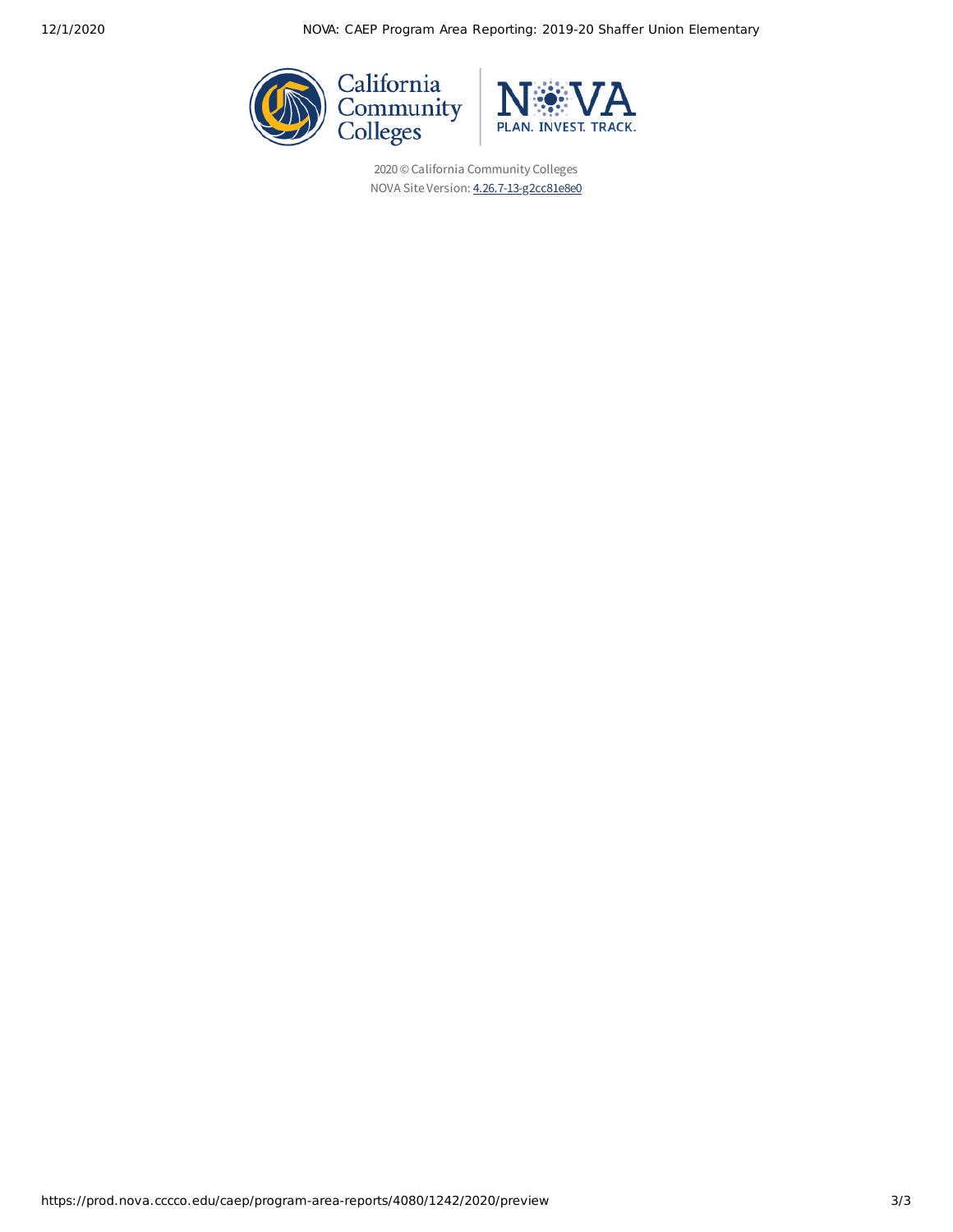California Community Colleges

NOVA PLAN. INVEST. TRACK.

2020 © California Community Colleges
NOVA Site Version: 4.26.7-13-g2cc81e8e0